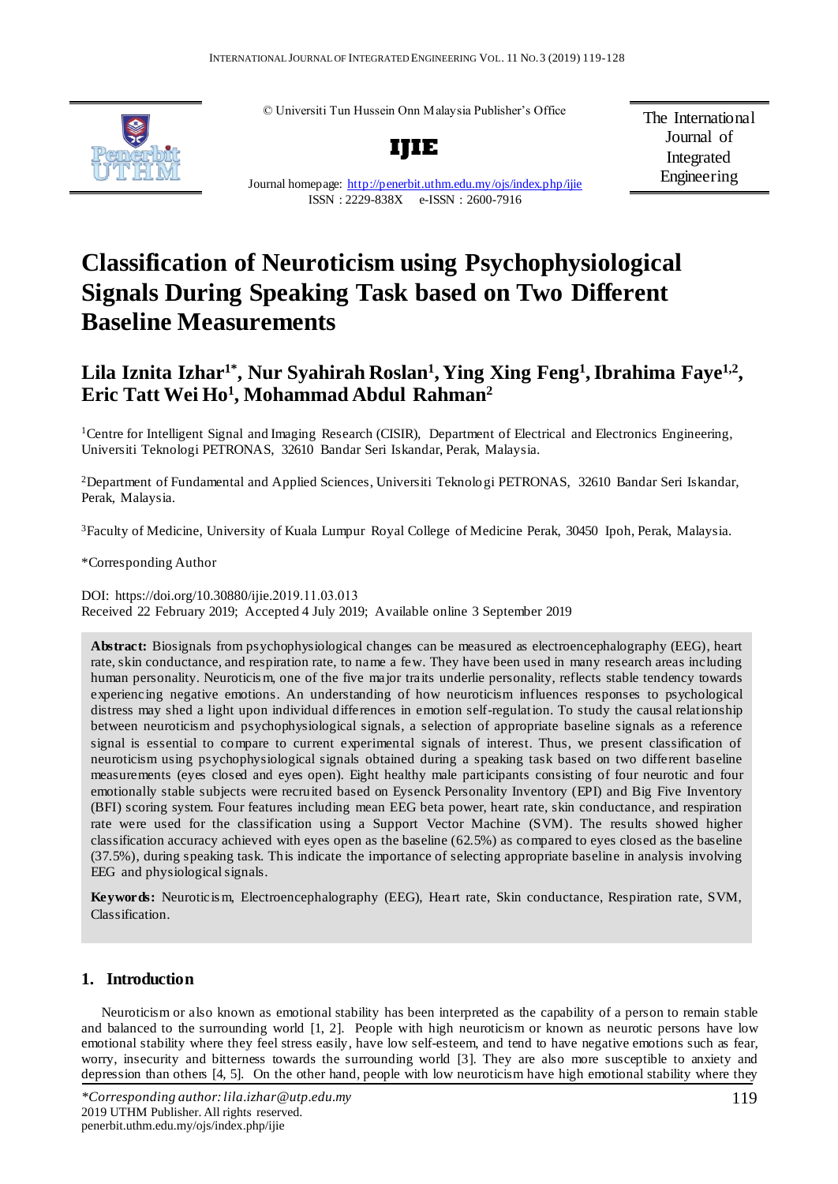© Universiti Tun Hussein Onn Malaysia Publisher's Office

**IJIE**

Journal homepage: http://penerbit.uthm.edu.my/ojs/index.php/ijie

ISSN : 2229-838X e-ISSN : 2600-7916

The International Journal of Integrated Engineering

# Classification of Neuroticism using Psychophysiological Signals During Speaking Task based on Two Different Baseline Measurements

## Lila Iznita Izhar[1*], Nur Syahirah Roslan[1], Ying Xing Feng[1], Ibrahima Faye[1,2], Eric Tatt Wei Ho[1], Mohammad Abdul Rahman[2]

[1]Centre for Intelligent Signal and Imaging Research (CISIR), Department of Electrical and Electronics Engineering, Universiti Teknologi PETRONAS, 32610 Bandar Seri Iskandar, Perak, Malaysia.

[2]Department of Fundamental and Applied Sciences, Universiti Teknologi PETRONAS, 32610 Bandar Seri Iskandar, Perak, Malaysia.

[3]Faculty of Medicine, University of Kuala Lumpur Royal College of Medicine Perak, 30450 Ipoh, Perak, Malaysia.

*Corresponding Author

DOI: https://doi.org/10.30880/ijie.2019.11.03.013

Received 22 February 2019; Accepted 4 July 2019; Available online 3 September 2019

**Abstract:** Biosignals from psychophysiological changes can be measured as electroencephalography (EEG), heart rate, skin conductance, and respiration rate, to name a few. They have been used in many research areas including human personality. Neuroticism, one of the five major traits underlie personality, reflects stable tendency towards experiencing negative emotions. An understanding of how neuroticism influences responses to psychological distress may shed a light upon individual differences in emotion self-regulation. To study the causal relationship between neuroticism and psychophysiological signals, a selection of appropriate baseline signals as a reference signal is essential to compare to current experimental signals of interest. Thus, we present classification of neuroticism using psychophysiological signals obtained during a speaking task based on two different baseline measurements (eyes closed and eyes open). Eight healthy male participants consisting of four neurotic and four emotionally stable subjects were recruited based on Eysenck Personality Inventory (EPI) and Big Five Inventory (BFI) scoring system. Four features including mean EEG beta power, heart rate, skin conductance, and respiration rate were used for the classification using a Support Vector Machine (SVM). The results showed higher classification accuracy achieved with eyes open as the baseline (62.5%) as compared to eyes closed as the baseline (37.5%), during speaking task. This indicate the importance of selecting appropriate baseline in analysis involving EEG and physiological signals.

**Keywords:** Neuroticism, Electroencephalography (EEG), Heart rate, Skin conductance, Respiration rate, SVM, Classification.

## 1. Introduction

Neuroticism or also known as emotional stability has been interpreted as the capability of a person to remain stable and balanced to the surrounding world [1, 2]. People with high neuroticism or known as neurotic persons have low emotional stability where they feel stress easily, have low self-esteem, and tend to have negative emotions such as fear, worry, insecurity and bitterness towards the surrounding world [3]. They are also more susceptible to anxiety and depression than others [4, 5]. On the other hand, people with low neuroticism have high emotional stability where they

*\*Corresponding author: lila.izhar@utp.edu.my*
2019 UTHM Publisher. All rights reserved.
penerbit.uthm.edu.my/ojs/index.php/ijie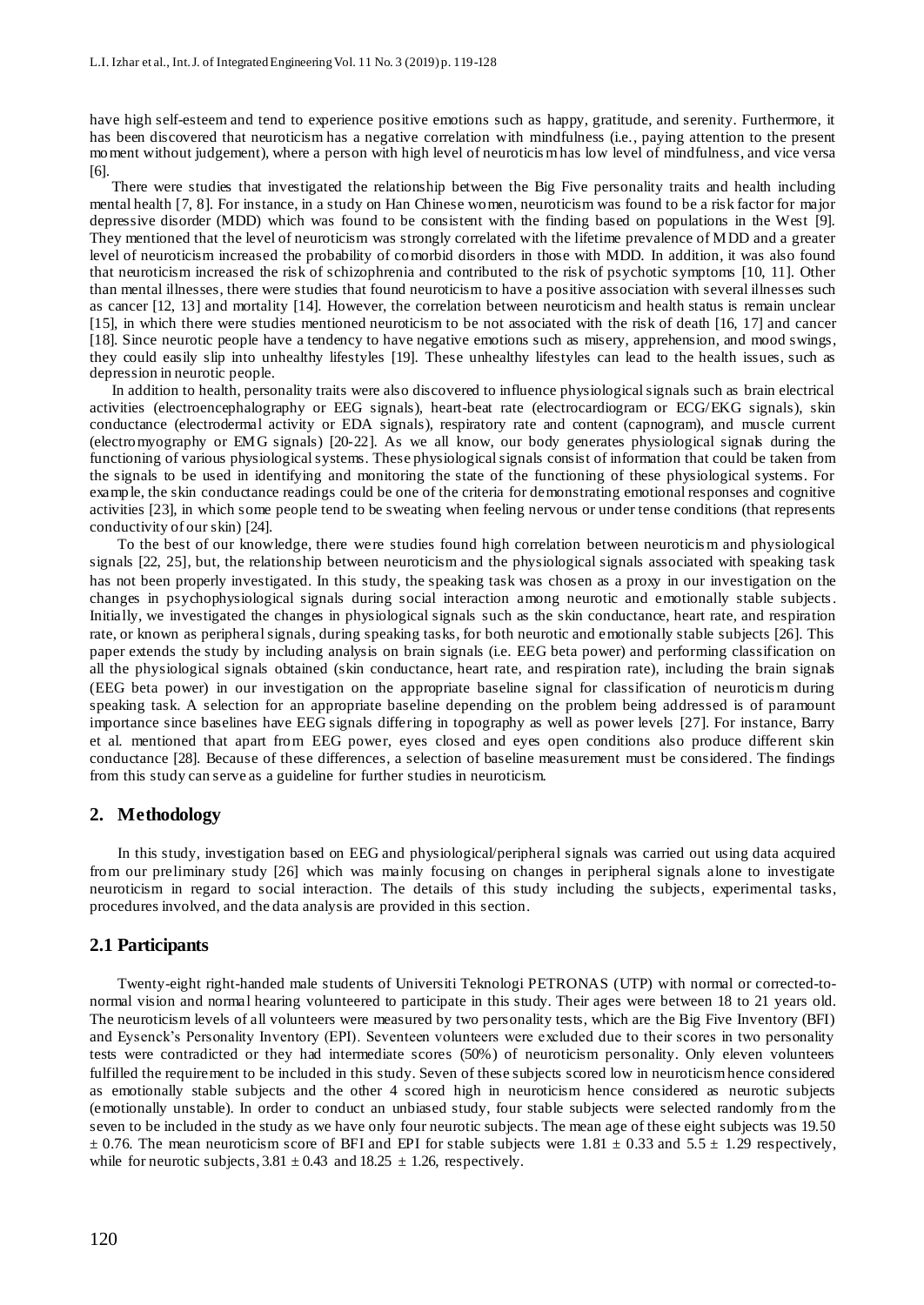have high self-esteem and tend to experience positive emotions such as happy, gratitude, and serenity. Furthermore, it has been discovered that neuroticism has a negative correlation with mindfulness (i.e., paying attention to the present moment without judgement), where a person with high level of neuroticism has low level of mindfulness, and vice versa [6].

There were studies that investigated the relationship between the Big Five personality traits and health including mental health [7, 8]. For instance, in a study on Han Chinese women, neuroticism was found to be a risk factor for major depressive disorder (MDD) which was found to be consistent with the finding based on populations in the West [9]. They mentioned that the level of neuroticism was strongly correlated with the lifetime prevalence of MDD and a greater level of neuroticism increased the probability of comorbid disorders in those with MDD. In addition, it was also found that neuroticism increased the risk of schizophrenia and contributed to the risk of psychotic symptoms [10, 11]. Other than mental illnesses, there were studies that found neuroticism to have a positive association with several illnesses such as cancer [12, 13] and mortality [14]. However, the correlation between neuroticism and health status is remain unclear [15], in which there were studies mentioned neuroticism to be not associated with the risk of death [16, 17] and cancer [18]. Since neurotic people have a tendency to have negative emotions such as misery, apprehension, and mood swings, they could easily slip into unhealthy lifestyles [19]. These unhealthy lifestyles can lead to the health issues, such as depression in neurotic people.

In addition to health, personality traits were also discovered to influence physiological signals such as brain electrical activities (electroencephalography or EEG signals), heart-beat rate (electrocardiogram or ECG/EKG signals), skin conductance (electrodermal activity or EDA signals), respiratory rate and content (capnogram), and muscle current (electromyography or EMG signals) [20-22]. As we all know, our body generates physiological signals during the functioning of various physiological systems. These physiological signals consist of information that could be taken from the signals to be used in identifying and monitoring the state of the functioning of these physiological systems. For example, the skin conductance readings could be one of the criteria for demonstrating emotional responses and cognitive activities [23], in which some people tend to be sweating when feeling nervous or under tense conditions (that represents conductivity of our skin) [24].

To the best of our knowledge, there were studies found high correlation between neuroticism and physiological signals [22, 25], but, the relationship between neuroticism and the physiological signals associated with speaking task has not been properly investigated. In this study, the speaking task was chosen as a proxy in our investigation on the changes in psychophysiological signals during social interaction among neurotic and emotionally stable subjects. Initially, we investigated the changes in physiological signals such as the skin conductance, heart rate, and respiration rate, or known as peripheral signals, during speaking tasks, for both neurotic and emotionally stable subjects [26]. This paper extends the study by including analysis on brain signals (i.e. EEG beta power) and performing classification on all the physiological signals obtained (skin conductance, heart rate, and respiration rate), including the brain signals (EEG beta power) in our investigation on the appropriate baseline signal for classification of neuroticism during speaking task. A selection for an appropriate baseline depending on the problem being addressed is of paramount importance since baselines have EEG signals differing in topography as well as power levels [27]. For instance, Barry et al. mentioned that apart from EEG power, eyes closed and eyes open conditions also produce different skin conductance [28]. Because of these differences, a selection of baseline measurement must be considered. The findings from this study can serve as a guideline for further studies in neuroticism.

## 2. Methodology

In this study, investigation based on EEG and physiological/peripheral signals was carried out using data acquired from our preliminary study [26] which was mainly focusing on changes in peripheral signals alone to investigate neuroticism in regard to social interaction. The details of this study including the subjects, experimental tasks, procedures involved, and the data analysis are provided in this section.

### 2.1 Participants

Twenty-eight right-handed male students of Universiti Teknologi PETRONAS (UTP) with normal or corrected-to-normal vision and normal hearing volunteered to participate in this study. Their ages were between 18 to 21 years old. The neuroticism levels of all volunteers were measured by two personality tests, which are the Big Five Inventory (BFI) and Eysenck's Personality Inventory (EPI). Seventeen volunteers were excluded due to their scores in two personality tests were contradicted or they had intermediate scores (50%) of neuroticism personality. Only eleven volunteers fulfilled the requirement to be included in this study. Seven of these subjects scored low in neuroticism hence considered as emotionally stable subjects and the other 4 scored high in neuroticism hence considered as neurotic subjects (emotionally unstable). In order to conduct an unbiased study, four stable subjects were selected randomly from the seven to be included in the study as we have only four neurotic subjects. The mean age of these eight subjects was 19.50 $\pm$ 0.76. The mean neuroticism score of BFI and EPI for stable subjects were 1.81 $\pm$ 0.33 and 5.5 $\pm$ 1.29 respectively, while for neurotic subjects, 3.81 $\pm$ 0.43 and 18.25 $\pm$ 1.26, respectively.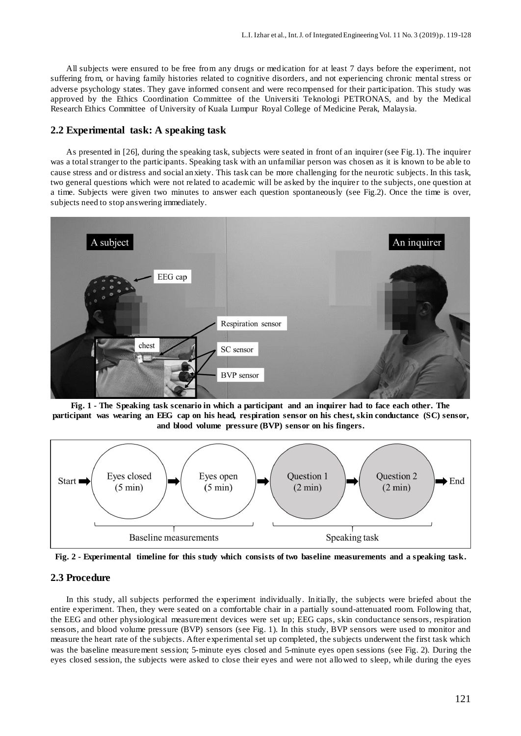All subjects were ensured to be free from any drugs or medication for at least 7 days before the experiment, not suffering from, or having family histories related to cognitive disorders, and not experiencing chronic mental stress or adverse psychology states. They gave informed consent and were recompensed for their participation. This study was approved by the Ethics Coordination Committee of the Universiti Teknologi PETRONAS, and by the Medical Research Ethics Committee of University of Kuala Lumpur Royal College of Medicine Perak, Malaysia.

## 2.2 Experimental task: A speaking task

As presented in [26], during the speaking task, subjects were seated in front of an inquirer (see Fig.1). The inquirer was a total stranger to the participants. Speaking task with an unfamiliar person was chosen as it is known to be able to cause stress and or distress and social anxiety. This task can be more challenging for the neurotic subjects. In this task, two general questions which were not related to academic will be asked by the inquirer to the subjects, one question at a time. Subjects were given two minutes to answer each question spontaneously (see Fig.2). Once the time is over, subjects need to stop answering immediately.

**Fig. 1 - The Speaking task scenario in which a participant and an inquirer had to face each other. The participant was wearing an EEG cap on his head, respiration sensor on his chest, skin conductance (SC) sensor, and blood volume pressure (BVP) sensor on his fingers.**

**Fig. 2 - Experimental timeline for this study which consists of two baseline measurements and a speaking task.**

## 2.3 Procedure

In this study, all subjects performed the experiment individually. Initially, the subjects were briefed about the entire experiment. Then, they were seated on a comfortable chair in a partially sound-attenuated room. Following that, the EEG and other physiological measurement devices were set up; EEG caps, skin conductance sensors, respiration sensors, and blood volume pressure (BVP) sensors (see Fig. 1). In this study, BVP sensors were used to monitor and measure the heart rate of the subjects. After experimental set up completed, the subjects underwent the first task which was the baseline measurement session; 5-minute eyes closed and 5-minute eyes open sessions (see Fig. 2). During the eyes closed session, the subjects were asked to close their eyes and were not allowed to sleep, while during the eyes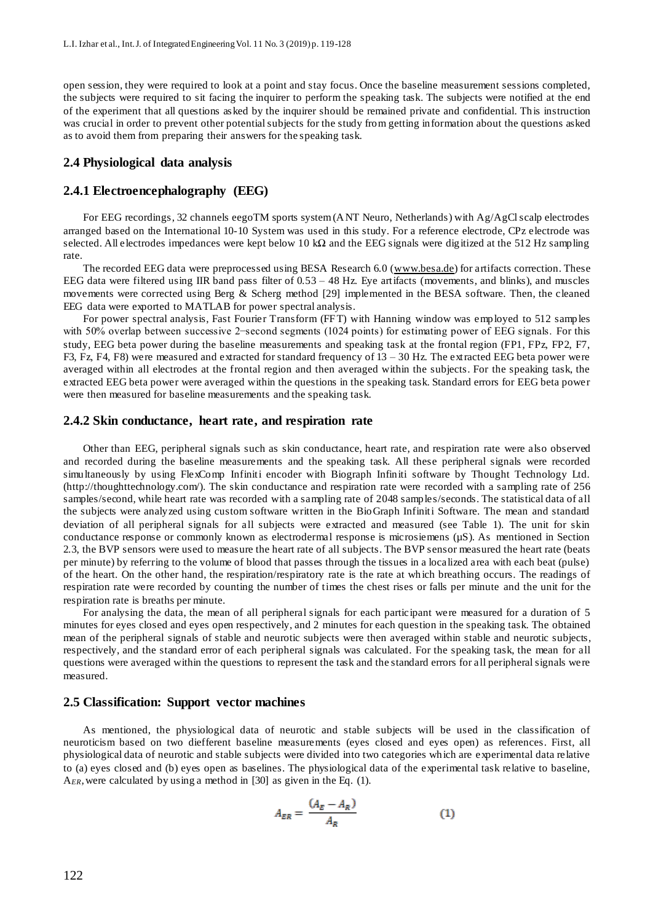open session, they were required to look at a point and stay focus. Once the baseline measurement sessions completed, the subjects were required to sit facing the inquirer to perform the speaking task. The subjects were notified at the end of the experiment that all questions asked by the inquirer should be remained private and confidential. This instruction was crucial in order to prevent other potential subjects for the study from getting information about the questions asked as to avoid them from preparing their answers for the speaking task.

## 2.4 Physiological data analysis

### 2.4.1 Electroencephalography (EEG)

For EEG recordings, 32 channels eegoTM sports system (ANT Neuro, Netherlands) with Ag/AgCl scalp electrodes arranged based on the International 10-10 System was used in this study. For a reference electrode, CPz electrode was selected. All electrodes impedances were kept below 10 kΩ and the EEG signals were digitized at the 512 Hz sampling rate.

The recorded EEG data were preprocessed using BESA Research 6.0 (www.besa.de) for artifacts correction. These EEG data were filtered using IIR band pass filter of 0.53 – 48 Hz. Eye artifacts (movements, and blinks), and muscles movements were corrected using Berg & Scherg method [29] implemented in the BESA software. Then, the cleaned EEG data were exported to MATLAB for power spectral analysis.

For power spectral analysis, Fast Fourier Transform (FFT) with Hanning window was employed to 512 samples with 50% overlap between successive 2−second segments (1024 points) for estimating power of EEG signals. For this study, EEG beta power during the baseline measurements and speaking task at the frontal region (FP1, FPz, FP2, F7, F3, Fz, F4, F8) were measured and extracted for standard frequency of 13 – 30 Hz. The extracted EEG beta power were averaged within all electrodes at the frontal region and then averaged within the subjects. For the speaking task, the extracted EEG beta power were averaged within the questions in the speaking task. Standard errors for EEG beta power were then measured for baseline measurements and the speaking task.

### 2.4.2 Skin conductance, heart rate, and respiration rate

Other than EEG, peripheral signals such as skin conductance, heart rate, and respiration rate were also observed and recorded during the baseline measurements and the speaking task. All these peripheral signals were recorded simultaneously by using FlexComp Infiniti encoder with Biograph Infiniti software by Thought Technology Ltd. (http://thoughttechnology.com/). The skin conductance and respiration rate were recorded with a sampling rate of 256 samples/second, while heart rate was recorded with a sampling rate of 2048 samples/seconds. The statistical data of all the subjects were analyzed using custom software written in the BioGraph Infiniti Software. The mean and standard deviation of all peripheral signals for all subjects were extracted and measured (see Table 1). The unit for skin conductance response or commonly known as electrodermal response is microsiemens (µS). As mentioned in Section 2.3, the BVP sensors were used to measure the heart rate of all subjects. The BVP sensor measured the heart rate (beats per minute) by referring to the volume of blood that passes through the tissues in a localized area with each beat (pulse) of the heart. On the other hand, the respiration/respiratory rate is the rate at which breathing occurs. The readings of respiration rate were recorded by counting the number of times the chest rises or falls per minute and the unit for the respiration rate is breaths per minute.

For analysing the data, the mean of all peripheral signals for each participant were measured for a duration of 5 minutes for eyes closed and eyes open respectively, and 2 minutes for each question in the speaking task. The obtained mean of the peripheral signals of stable and neurotic subjects were then averaged within stable and neurotic subjects, respectively, and the standard error of each peripheral signals was calculated. For the speaking task, the mean for all questions were averaged within the questions to represent the task and the standard errors for all peripheral signals were measured.

## 2.5 Classification: Support vector machines

As mentioned, the physiological data of neurotic and stable subjects will be used in the classification of neuroticism based on two diefferent baseline measurements (eyes closed and eyes open) as references. First, all physiological data of neurotic and stable subjects were divided into two categories which are experimental data relative to (a) eyes closed and (b) eyes open as baselines. The physiological data of the experimental task relative to baseline, $A_{ER}$, were calculated by using a method in [30] as given in the Eq. (1).

$$A_{ER} = \frac{(A_E - A_R)}{A_R} \qquad (1)$$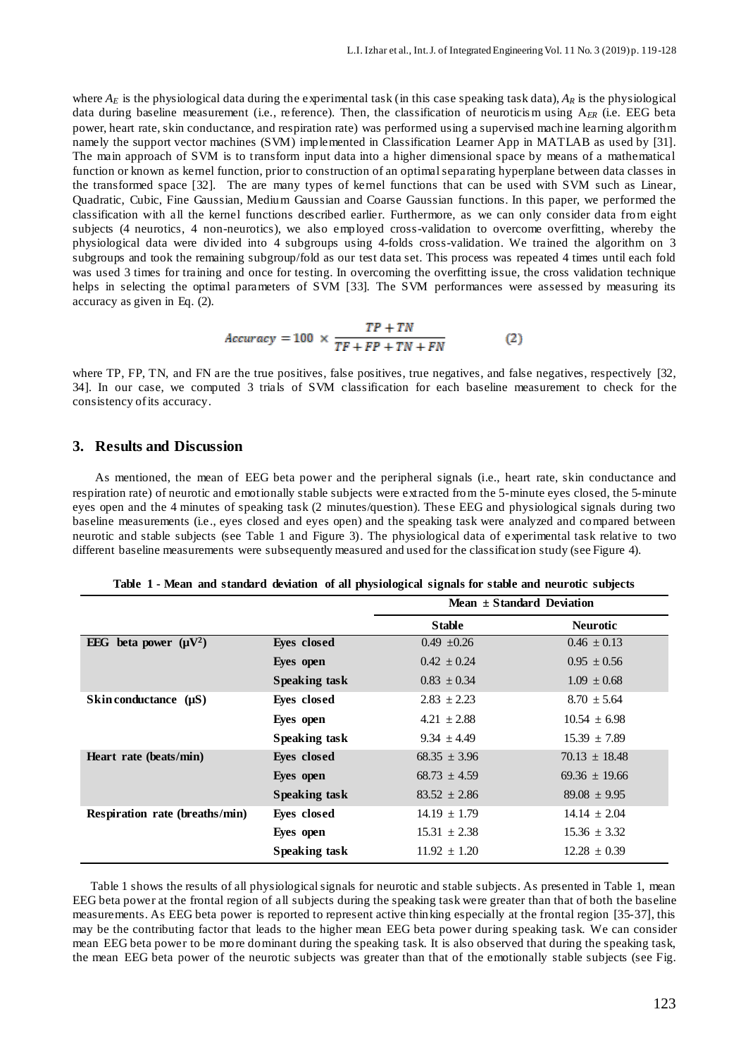where $A_E$ is the physiological data during the experimental task (in this case speaking task data), $A_R$ is the physiological data during baseline measurement (i.e., reference). Then, the classification of neuroticism using $A_{ER}$ (i.e. EEG beta power, heart rate, skin conductance, and respiration rate) was performed using a supervised machine learning algorithm namely the support vector machines (SVM) implemented in Classification Learner App in MATLAB as used by [31]. The main approach of SVM is to transform input data into a higher dimensional space by means of a mathematical function or known as kernel function, prior to construction of an optimal separating hyperplane between data classes in the transformed space [32]. The are many types of kernel functions that can be used with SVM such as Linear, Quadratic, Cubic, Fine Gaussian, Medium Gaussian and Coarse Gaussian functions. In this paper, we performed the classification with all the kernel functions described earlier. Furthermore, as we can only consider data from eight subjects (4 neurotics, 4 non-neurotics), we also employed cross-validation to overcome overfitting, whereby the physiological data were divided into 4 subgroups using 4-folds cross-validation. We trained the algorithm on 3 subgroups and took the remaining subgroup/fold as our test data set. This process was repeated 4 times until each fold was used 3 times for training and once for testing. In overcoming the overfitting issue, the cross validation technique helps in selecting the optimal parameters of SVM [33]. The SVM performances were assessed by measuring its accuracy as given in Eq. (2).

$$Accuracy = 100 \times \frac{TP + TN}{TP + FP + TN + FN} \qquad (2)$$

where TP, FP, TN, and FN are the true positives, false positives, true negatives, and false negatives, respectively [32, 34]. In our case, we computed 3 trials of SVM classification for each baseline measurement to check for the consistency of its accuracy.

## 3. Results and Discussion

As mentioned, the mean of EEG beta power and the peripheral signals (i.e., heart rate, skin conductance and respiration rate) of neurotic and emotionally stable subjects were extracted from the 5-minute eyes closed, the 5-minute eyes open and the 4 minutes of speaking task (2 minutes/question). These EEG and physiological signals during two baseline measurements (i.e., eyes closed and eyes open) and the speaking task were analyzed and compared between neurotic and stable subjects (see Table 1 and Figure 3). The physiological data of experimental task relative to two different baseline measurements were subsequently measured and used for the classification study (see Figure 4).

**Table 1 - Mean and standard deviation of all physiological signals for stable and neurotic subjects**

| | | Mean ± Standard Deviation | |
|---|---|---|---|
| | | **Stable** | **Neurotic** |
| **EEG beta power ($\mu V^2$)** | **Eyes closed** | 0.49 ±0.26 | 0.46 ± 0.13 |
| | **Eyes open** | 0.42 ± 0.24 | 0.95 ± 0.56 |
| | **Speaking task** | 0.83 ± 0.34 | 1.09 ± 0.68 |
| **Skin conductance (μS)** | **Eyes closed** | 2.83 ± 2.23 | 8.70 ± 5.64 |
| | **Eyes open** | 4.21 ± 2.88 | 10.54 ± 6.98 |
| | **Speaking task** | 9.34 ± 4.49 | 15.39 ± 7.89 |
| **Heart rate (beats/min)** | **Eyes closed** | 68.35 ± 3.96 | 70.13 ± 18.48 |
| | **Eyes open** | 68.73 ± 4.59 | 69.36 ± 19.66 |
| | **Speaking task** | 83.52 ± 2.86 | 89.08 ± 9.95 |
| **Respiration rate (breaths/min)** | **Eyes closed** | 14.19 ± 1.79 | 14.14 ± 2.04 |
| | **Eyes open** | 15.31 ± 2.38 | 15.36 ± 3.32 |
| | **Speaking task** | 11.92 ± 1.20 | 12.28 ± 0.39 |

Table 1 shows the results of all physiological signals for neurotic and stable subjects. As presented in Table 1, mean EEG beta power at the frontal region of all subjects during the speaking task were greater than that of both the baseline measurements. As EEG beta power is reported to represent active thinking especially at the frontal region [35-37], this may be the contributing factor that leads to the higher mean EEG beta power during speaking task. We can consider mean EEG beta power to be more dominant during the speaking task. It is also observed that during the speaking task, the mean EEG beta power of the neurotic subjects was greater than that of the emotionally stable subjects (see Fig.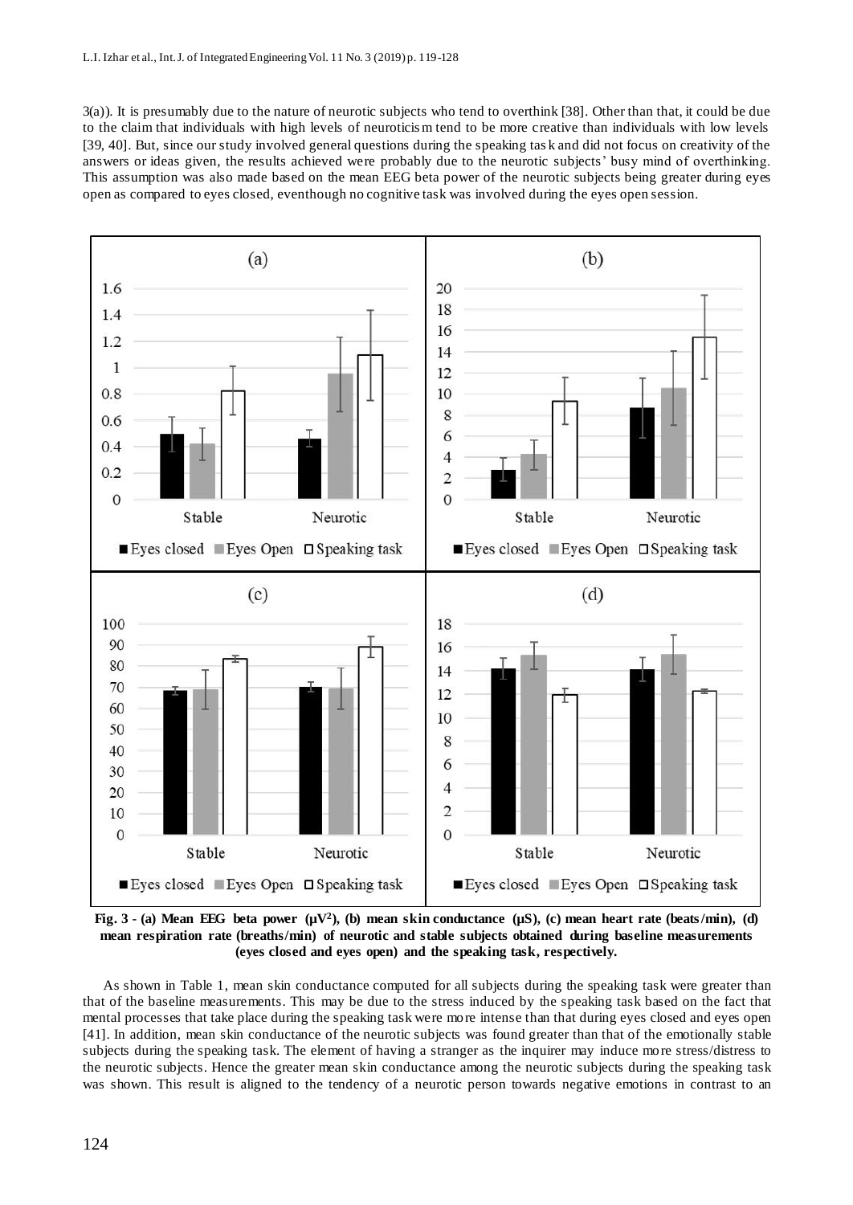3(a)). It is presumably due to the nature of neurotic subjects who tend to overthink [38]. Other than that, it could be due to the claim that individuals with high levels of neuroticism tend to be more creative than individuals with low levels [39, 40]. But, since our study involved general questions during the speaking task and did not focus on creativity of the answers or ideas given, the results achieved were probably due to the neurotic subjects' busy mind of overthinking. This assumption was also made based on the mean EEG beta power of the neurotic subjects being greater during eyes open as compared to eyes closed, eventhough no cognitive task was involved during the eyes open session.

**Fig. 3 - (a) Mean EEG beta power ($\mu V^2$), (b) mean skin conductance (µS), (c) mean heart rate (beats/min), (d) mean respiration rate (breaths/min) of neurotic and stable subjects obtained during baseline measurements (eyes closed and eyes open) and the speaking task, respectively.**

As shown in Table 1, mean skin conductance computed for all subjects during the speaking task were greater than that of the baseline measurements. This may be due to the stress induced by the speaking task based on the fact that mental processes that take place during the speaking task were more intense than that during eyes closed and eyes open [41]. In addition, mean skin conductance of the neurotic subjects was found greater than that of the emotionally stable subjects during the speaking task. The element of having a stranger as the inquirer may induce more stress/distress to the neurotic subjects. Hence the greater mean skin conductance among the neurotic subjects during the speaking task was shown. This result is aligned to the tendency of a neurotic person towards negative emotions in contrast to an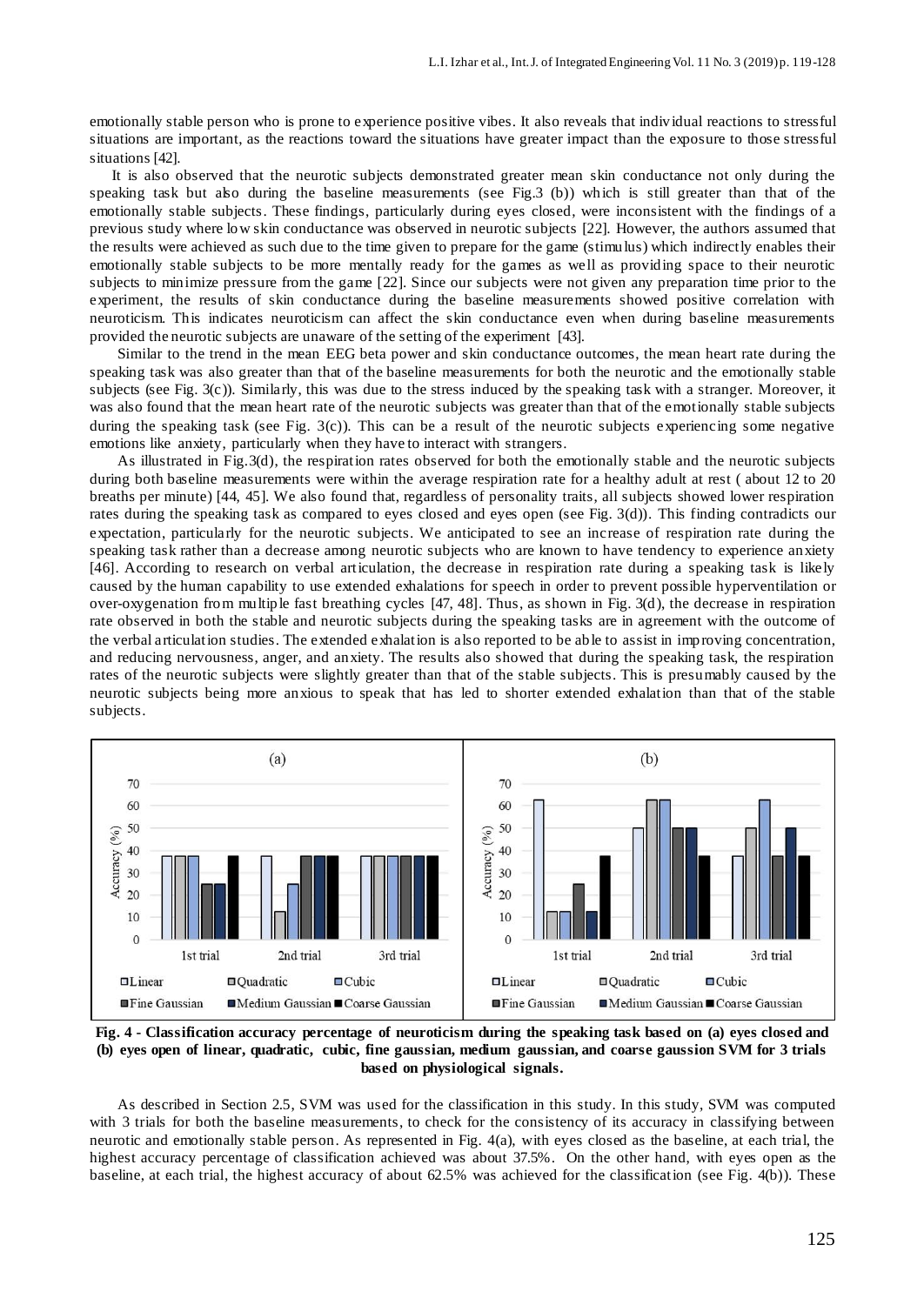emotionally stable person who is prone to experience positive vibes. It also reveals that individual reactions to stressful situations are important, as the reactions toward the situations have greater impact than the exposure to those stressful situations [42].

It is also observed that the neurotic subjects demonstrated greater mean skin conductance not only during the speaking task but also during the baseline measurements (see Fig.3 (b)) which is still greater than that of the emotionally stable subjects. These findings, particularly during eyes closed, were inconsistent with the findings of a previous study where low skin conductance was observed in neurotic subjects [22]. However, the authors assumed that the results were achieved as such due to the time given to prepare for the game (stimulus) which indirectly enables their emotionally stable subjects to be more mentally ready for the games as well as providing space to their neurotic subjects to minimize pressure from the game [22]. Since our subjects were not given any preparation time prior to the experiment, the results of skin conductance during the baseline measurements showed positive correlation with neuroticism. This indicates neuroticism can affect the skin conductance even when during baseline measurements provided the neurotic subjects are unaware of the setting of the experiment [43].

Similar to the trend in the mean EEG beta power and skin conductance outcomes, the mean heart rate during the speaking task was also greater than that of the baseline measurements for both the neurotic and the emotionally stable subjects (see Fig. 3(c)). Similarly, this was due to the stress induced by the speaking task with a stranger. Moreover, it was also found that the mean heart rate of the neurotic subjects was greater than that of the emotionally stable subjects during the speaking task (see Fig. 3(c)). This can be a result of the neurotic subjects experiencing some negative emotions like anxiety, particularly when they have to interact with strangers.

As illustrated in Fig.3(d), the respiration rates observed for both the emotionally stable and the neurotic subjects during both baseline measurements were within the average respiration rate for a healthy adult at rest ( about 12 to 20 breaths per minute) [44, 45]. We also found that, regardless of personality traits, all subjects showed lower respiration rates during the speaking task as compared to eyes closed and eyes open (see Fig. 3(d)). This finding contradicts our expectation, particularly for the neurotic subjects. We anticipated to see an increase of respiration rate during the speaking task rather than a decrease among neurotic subjects who are known to have tendency to experience anxiety [46]. According to research on verbal articulation, the decrease in respiration rate during a speaking task is likely caused by the human capability to use extended exhalations for speech in order to prevent possible hyperventilation or over-oxygenation from multiple fast breathing cycles [47, 48]. Thus, as shown in Fig. 3(d), the decrease in respiration rate observed in both the stable and neurotic subjects during the speaking tasks are in agreement with the outcome of the verbal articulation studies. The extended exhalation is also reported to be able to assist in improving concentration, and reducing nervousness, anger, and anxiety. The results also showed that during the speaking task, the respiration rates of the neurotic subjects were slightly greater than that of the stable subjects. This is presumably caused by the neurotic subjects being more anxious to speak that has led to shorter extended exhalation than that of the stable subjects.

**Fig. 4 - Classification accuracy percentage of neuroticism during the speaking task based on (a) eyes closed and (b) eyes open of linear, quadratic, cubic, fine gaussian, medium gaussian, and coarse gaussion SVM for 3 trials based on physiological signals.**

As described in Section 2.5, SVM was used for the classification in this study. In this study, SVM was computed with 3 trials for both the baseline measurements, to check for the consistency of its accuracy in classifying between neurotic and emotionally stable person. As represented in Fig. 4(a), with eyes closed as the baseline, at each trial, the highest accuracy percentage of classification achieved was about 37.5%. On the other hand, with eyes open as the baseline, at each trial, the highest accuracy of about 62.5% was achieved for the classification (see Fig. 4(b)). These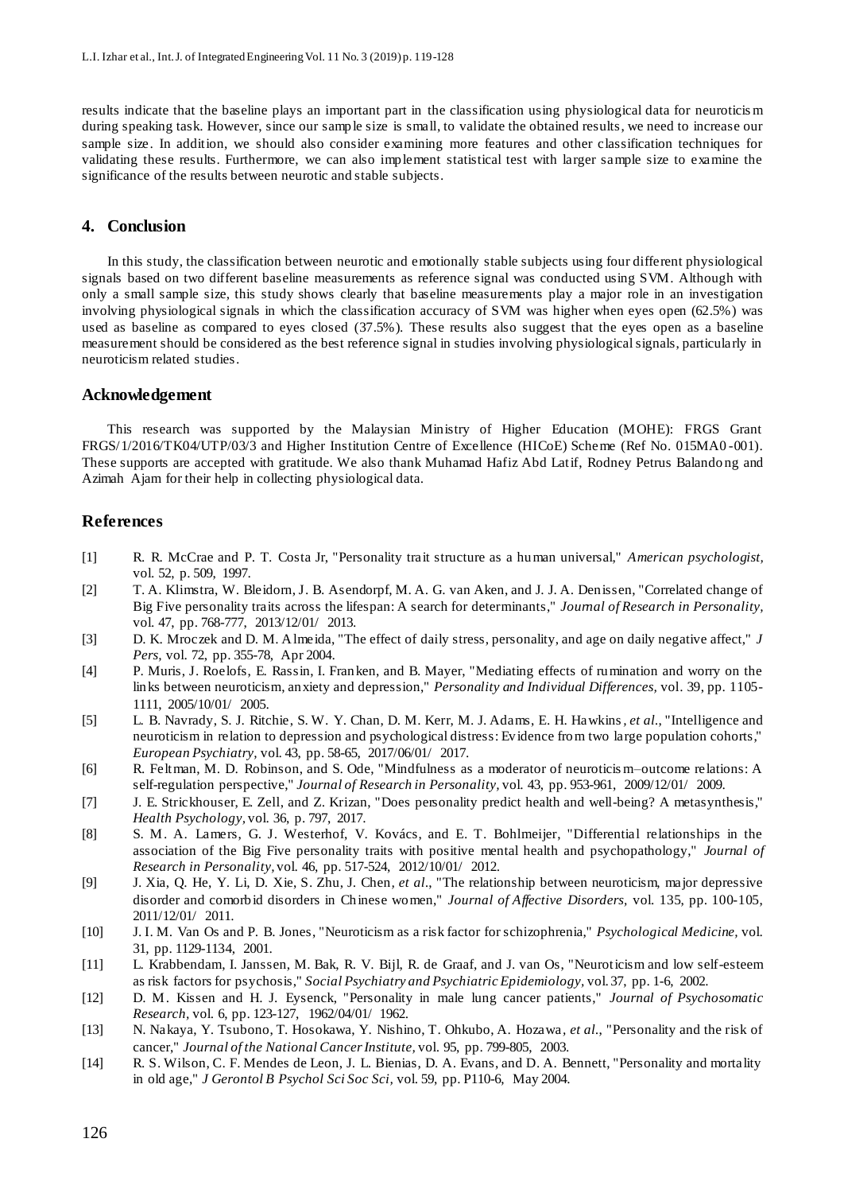results indicate that the baseline plays an important part in the classification using physiological data for neuroticism during speaking task. However, since our sample size is small, to validate the obtained results, we need to increase our sample size. In addition, we should also consider examining more features and other classification techniques for validating these results. Furthermore, we can also implement statistical test with larger sample size to examine the significance of the results between neurotic and stable subjects.

## 4. Conclusion

In this study, the classification between neurotic and emotionally stable subjects using four different physiological signals based on two different baseline measurements as reference signal was conducted using SVM. Although with only a small sample size, this study shows clearly that baseline measurements play a major role in an investigation involving physiological signals in which the classification accuracy of SVM was higher when eyes open (62.5%) was used as baseline as compared to eyes closed (37.5%). These results also suggest that the eyes open as a baseline measurement should be considered as the best reference signal in studies involving physiological signals, particularly in neuroticism related studies.

## Acknowledgement

This research was supported by the Malaysian Ministry of Higher Education (MOHE): FRGS Grant FRGS/1/2016/TK04/UTP/03/3 and Higher Institution Centre of Excellence (HICoE) Scheme (Ref No. 015MA0-001). These supports are accepted with gratitude. We also thank Muhamad Hafiz Abd Latif, Rodney Petrus Balandong and Azimah Ajam for their help in collecting physiological data.

## References

[1] R. R. McCrae and P. T. Costa Jr, "Personality trait structure as a human universal," *American psychologist*, vol. 52, p. 509, 1997.

[2] T. A. Klimstra, W. Bleidorn, J. B. Asendorpf, M. A. G. van Aken, and J. J. A. Denissen, "Correlated change of Big Five personality traits across the lifespan: A search for determinants," *Journal of Research in Personality*, vol. 47, pp. 768-777, 2013/12/01/ 2013.

[3] D. K. Mroczek and D. M. Almeida, "The effect of daily stress, personality, and age on daily negative affect," *J Pers*, vol. 72, pp. 355-78, Apr 2004.

[4] P. Muris, J. Roelofs, E. Rassin, I. Franken, and B. Mayer, "Mediating effects of rumination and worry on the links between neuroticism, anxiety and depression," *Personality and Individual Differences*, vol. 39, pp. 1105-1111, 2005/10/01/ 2005.

[5] L. B. Navrady, S. J. Ritchie, S. W. Y. Chan, D. M. Kerr, M. J. Adams, E. H. Hawkins*, et al.*, "Intelligence and neuroticism in relation to depression and psychological distress: Evidence from two large population cohorts," *European Psychiatry*, vol. 43, pp. 58-65, 2017/06/01/ 2017.

[6] R. Feltman, M. D. Robinson, and S. Ode, "Mindfulness as a moderator of neuroticism–outcome relations: A self-regulation perspective," *Journal of Research in Personality*, vol. 43, pp. 953-961, 2009/12/01/ 2009.

[7] J. E. Strickhouser, E. Zell, and Z. Krizan, "Does personality predict health and well-being? A metasynthesis," *Health Psychology*, vol. 36, p. 797, 2017.

[8] S. M. A. Lamers, G. J. Westerhof, V. Kovács, and E. T. Bohlmeijer, "Differential relationships in the association of the Big Five personality traits with positive mental health and psychopathology," *Journal of Research in Personality*, vol. 46, pp. 517-524, 2012/10/01/ 2012.

[9] J. Xia, Q. He, Y. Li, D. Xie, S. Zhu, J. Chen*, et al.*, "The relationship between neuroticism, major depressive disorder and comorbid disorders in Chinese women," *Journal of Affective Disorders*, vol. 135, pp. 100-105, 2011/12/01/ 2011.

[10] J. I. M. Van Os and P. B. Jones, "Neuroticism as a risk factor for schizophrenia," *Psychological Medicine*, vol. 31, pp. 1129-1134, 2001.

[11] L. Krabbendam, I. Janssen, M. Bak, R. V. Bijl, R. de Graaf, and J. van Os, "Neuroticism and low self-esteem as risk factors for psychosis," *Social Psychiatry and Psychiatric Epidemiology*, vol. 37, pp. 1-6, 2002.

[12] D. M. Kissen and H. J. Eysenck, "Personality in male lung cancer patients," *Journal of Psychosomatic Research*, vol. 6, pp. 123-127, 1962/04/01/ 1962.

[13] N. Nakaya, Y. Tsubono, T. Hosokawa, Y. Nishino, T. Ohkubo, A. Hozawa*, et al.*, "Personality and the risk of cancer," *Journal of the National Cancer Institute*, vol. 95, pp. 799-805, 2003.

[14] R. S. Wilson, C. F. Mendes de Leon, J. L. Bienias, D. A. Evans, and D. A. Bennett, "Personality and mortality in old age," *J Gerontol B Psychol Sci Soc Sci*, vol. 59, pp. P110-6, May 2004.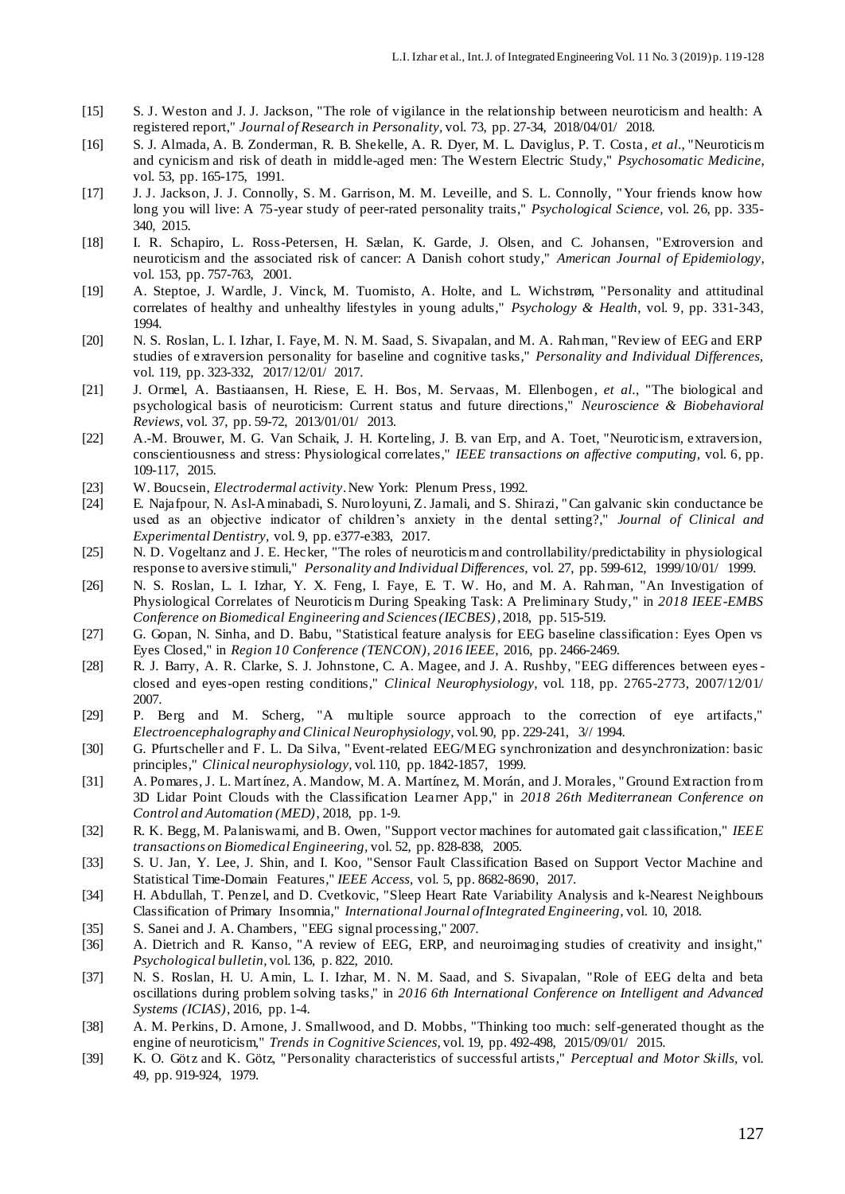[15] S. J. Weston and J. J. Jackson, "The role of vigilance in the relationship between neuroticism and health: A registered report," *Journal of Research in Personality*, vol. 73, pp. 27-34, 2018/04/01/ 2018.

[16] S. J. Almada, A. B. Zonderman, R. B. Shekelle, A. R. Dyer, M. L. Daviglus, P. T. Costa*, et al.*, "Neuroticism and cynicism and risk of death in middle-aged men: The Western Electric Study," *Psychosomatic Medicine,* vol. 53, pp. 165-175, 1991.

[17] J. J. Jackson, J. J. Connolly, S. M. Garrison, M. M. Leveille, and S. L. Connolly, "Your friends know how long you will live: A 75-year study of peer-rated personality traits," *Psychological Science,* vol. 26, pp. 335-340, 2015.

[18] I. R. Schapiro, L. Ross-Petersen, H. Sælan, K. Garde, J. Olsen, and C. Johansen, "Extroversion and neuroticism and the associated risk of cancer: A Danish cohort study," *American Journal of Epidemiology,* vol. 153, pp. 757-763, 2001.

[19] A. Steptoe, J. Wardle, J. Vinck, M. Tuomisto, A. Holte, and L. Wichstrøm, "Personality and attitudinal correlates of healthy and unhealthy lifestyles in young adults," *Psychology & Health,* vol. 9, pp. 331-343, 1994.

[20] N. S. Roslan, L. I. Izhar, I. Faye, M. N. M. Saad, S. Sivapalan, and M. A. Rahman, "Review of EEG and ERP studies of extraversion personality for baseline and cognitive tasks," *Personality and Individual Differences,* vol. 119, pp. 323-332, 2017/12/01/ 2017.

[21] J. Ormel, A. Bastiaansen, H. Riese, E. H. Bos, M. Servaas, M. Ellenbogen*, et al.*, "The biological and psychological basis of neuroticism: Current status and future directions," *Neuroscience & Biobehavioral Reviews,* vol. 37, pp. 59-72, 2013/01/01/ 2013.

[22] A.-M. Brouwer, M. G. Van Schaik, J. H. Korteling, J. B. van Erp, and A. Toet, "Neuroticism, extraversion, conscientiousness and stress: Physiological correlates," *IEEE transactions on affective computing,* vol. 6, pp. 109-117, 2015.

[23] W. Boucsein, *Electrodermal activity*. New York: Plenum Press, 1992.

[24] E. Najafpour, N. Asl-Aminabadi, S. Nuroloyuni, Z. Jamali, and S. Shirazi, "Can galvanic skin conductance be used as an objective indicator of children's anxiety in the dental setting?," *Journal of Clinical and Experimental Dentistry,* vol. 9, pp. e377-e383, 2017.

[25] N. D. Vogeltanz and J. E. Hecker, "The roles of neuroticism and controllability/predictability in physiological response to aversive stimuli," *Personality and Individual Differences,* vol. 27, pp. 599-612, 1999/10/01/ 1999.

[26] N. S. Roslan, L. I. Izhar, Y. X. Feng, I. Faye, E. T. W. Ho, and M. A. Rahman, "An Investigation of Physiological Correlates of Neuroticism During Speaking Task: A Preliminary Study," in *2018 IEEE-EMBS Conference on Biomedical Engineering and Sciences (IECBES)*, 2018, pp. 515-519.

[27] G. Gopan, N. Sinha, and D. Babu, "Statistical feature analysis for EEG baseline classification: Eyes Open vs Eyes Closed," in *Region 10 Conference (TENCON), 2016 IEEE*, 2016, pp. 2466-2469.

[28] R. J. Barry, A. R. Clarke, S. J. Johnstone, C. A. Magee, and J. A. Rushby, "EEG differences between eyes-closed and eyes-open resting conditions," *Clinical Neurophysiology,* vol. 118, pp. 2765-2773, 2007/12/01/ 2007.

[29] P. Berg and M. Scherg, "A multiple source approach to the correction of eye artifacts," *Electroencephalography and Clinical Neurophysiology,* vol. 90, pp. 229-241, 3// 1994.

[30] G. Pfurtscheller and F. L. Da Silva, "Event-related EEG/MEG synchronization and desynchronization: basic principles," *Clinical neurophysiology,* vol. 110, pp. 1842-1857, 1999.

[31] A. Pomares, J. L. Martínez, A. Mandow, M. A. Martínez, M. Morán, and J. Morales, "Ground Extraction from 3D Lidar Point Clouds with the Classification Learner App," in *2018 26th Mediterranean Conference on Control and Automation (MED)*, 2018, pp. 1-9.

[32] R. K. Begg, M. Palaniswami, and B. Owen, "Support vector machines for automated gait classification," *IEEE transactions on Biomedical Engineering,* vol. 52, pp. 828-838, 2005.

[33] S. U. Jan, Y. Lee, J. Shin, and I. Koo, "Sensor Fault Classification Based on Support Vector Machine and Statistical Time-Domain Features," *IEEE Access,* vol. 5, pp. 8682-8690, 2017.

[34] H. Abdullah, T. Penzel, and D. Cvetkovic, "Sleep Heart Rate Variability Analysis and k-Nearest Neighbours Classification of Primary Insomnia," *International Journal of Integrated Engineering,* vol. 10, 2018.

[35] S. Sanei and J. A. Chambers, "EEG signal processing," 2007.

[36] A. Dietrich and R. Kanso, "A review of EEG, ERP, and neuroimaging studies of creativity and insight," *Psychological bulletin,* vol. 136, p. 822, 2010.

[37] N. S. Roslan, H. U. Amin, L. I. Izhar, M. N. M. Saad, and S. Sivapalan, "Role of EEG delta and beta oscillations during problem solving tasks," in *2016 6th International Conference on Intelligent and Advanced Systems (ICIAS)*, 2016, pp. 1-4.

[38] A. M. Perkins, D. Arnone, J. Smallwood, and D. Mobbs, "Thinking too much: self-generated thought as the engine of neuroticism," *Trends in Cognitive Sciences,* vol. 19, pp. 492-498, 2015/09/01/ 2015.

[39] K. O. Götz and K. Götz, "Personality characteristics of successful artists," *Perceptual and Motor Skills,* vol. 49, pp. 919-924, 1979.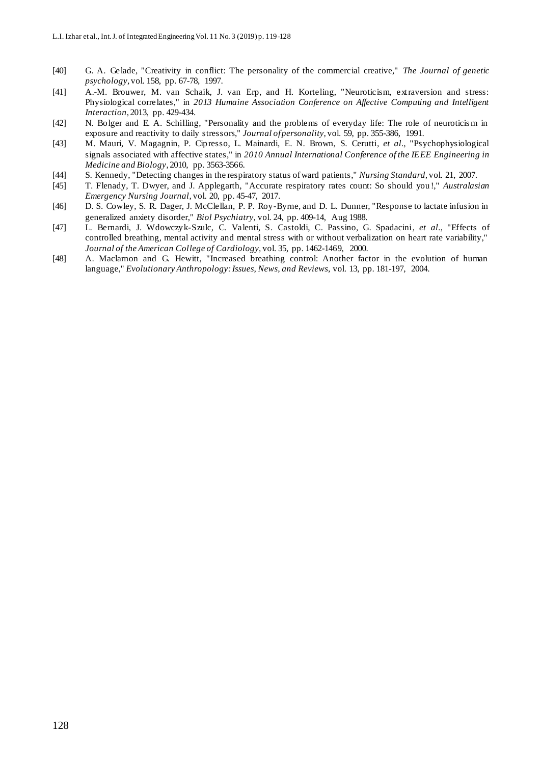[40] G. A. Gelade, "Creativity in conflict: The personality of the commercial creative," *The Journal of genetic psychology*, vol. 158, pp. 67-78, 1997.

[41] A.-M. Brouwer, M. van Schaik, J. van Erp, and H. Korteling, "Neuroticism, extraversion and stress: Physiological correlates," in *2013 Humaine Association Conference on Affective Computing and Intelligent Interaction*, 2013, pp. 429-434.

[42] N. Bolger and E. A. Schilling, "Personality and the problems of everyday life: The role of neuroticism in exposure and reactivity to daily stressors," *Journal of personality*, vol. 59, pp. 355-386, 1991.

[43] M. Mauri, V. Magagnin, P. Cipresso, L. Mainardi, E. N. Brown, S. Cerutti, *et al.*, "Psychophysiological signals associated with affective states," in *2010 Annual International Conference of the IEEE Engineering in Medicine and Biology*, 2010, pp. 3563-3566.

[44] S. Kennedy, "Detecting changes in the respiratory status of ward patients," *Nursing Standard*, vol. 21, 2007.

[45] T. Flenady, T. Dwyer, and J. Applegarth, "Accurate respiratory rates count: So should you!," *Australasian Emergency Nursing Journal*, vol. 20, pp. 45-47, 2017.

[46] D. S. Cowley, S. R. Dager, J. McClellan, P. P. Roy-Byrne, and D. L. Dunner, "Response to lactate infusion in generalized anxiety disorder," *Biol Psychiatry*, vol. 24, pp. 409-14, Aug 1988.

[47] L. Bernardi, J. Wdowczyk-Szulc, C. Valenti, S. Castoldi, C. Passino, G. Spadacini, *et al.*, "Effects of controlled breathing, mental activity and mental stress with or without verbalization on heart rate variability," *Journal of the American College of Cardiology*, vol. 35, pp. 1462-1469, 2000.

[48] A. Maclarnon and G. Hewitt, "Increased breathing control: Another factor in the evolution of human language," *Evolutionary Anthropology: Issues, News, and Reviews*, vol. 13, pp. 181-197, 2004.